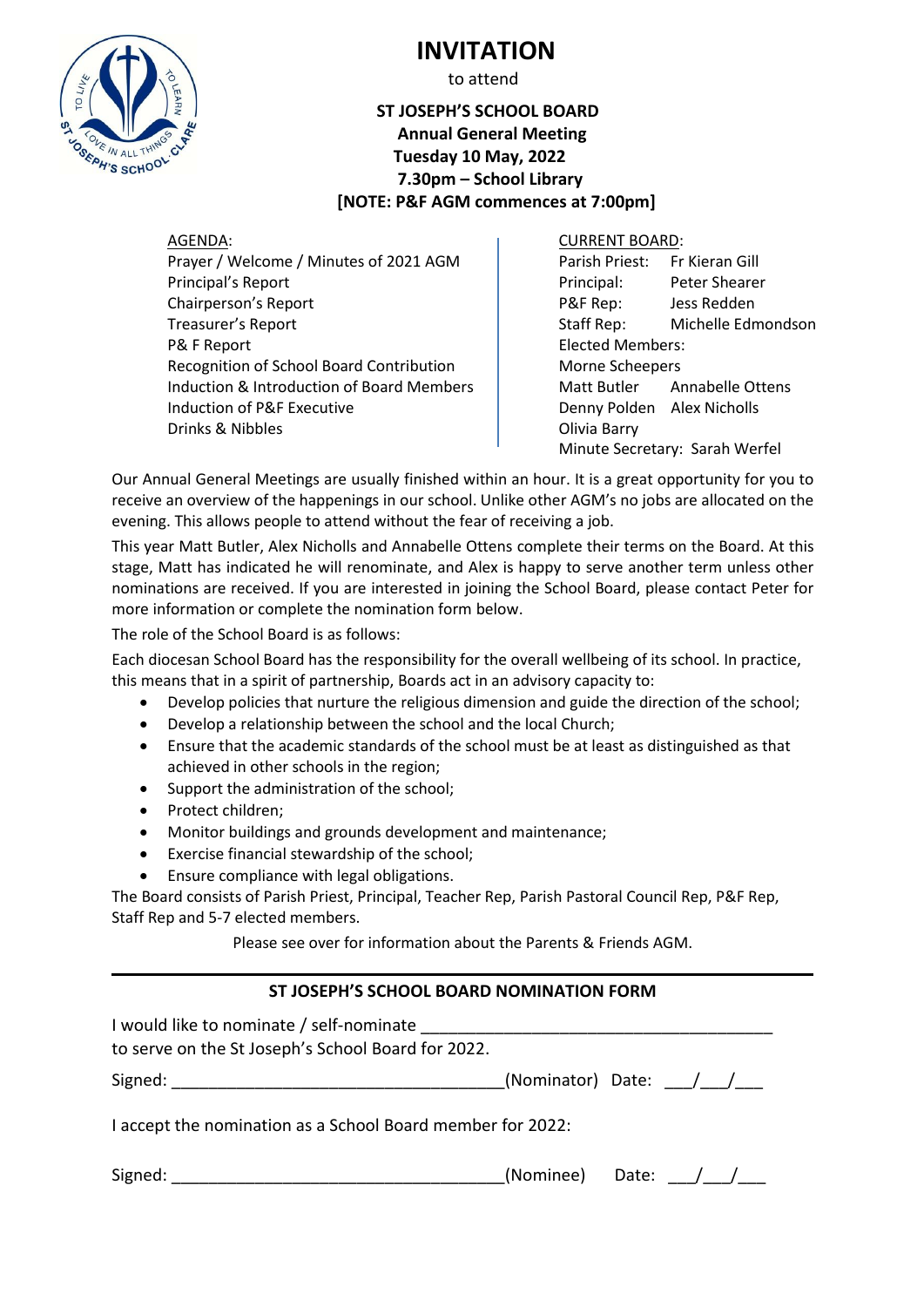# INVITATION

to attend

**ST JOSEPH'S SCHOOL BOARD**
**Annual General Meeting**
**Tuesday 10 May, 2022**
**7.30pm – School Library**
**[NOTE: P&F AGM commences at 7:00pm]**

AGENDA:

Prayer / Welcome / Minutes of 2021 AGM
Principal's Report
Chairperson's Report
Treasurer's Report
P& F Report
Recognition of School Board Contribution
Induction & Introduction of Board Members
Induction of P&F Executive
Drinks & Nibbles

CURRENT BOARD:

Parish Priest: Fr Kieran Gill
Principal: Peter Shearer
P&F Rep: Jess Redden
Staff Rep: Michelle Edmondson
Elected Members:
Morne Scheepers
Matt Butler Annabelle Ottens
Denny Polden Alex Nicholls
Olivia Barry
Minute Secretary: Sarah Werfel

Our Annual General Meetings are usually finished within an hour. It is a great opportunity for you to receive an overview of the happenings in our school. Unlike other AGM's no jobs are allocated on the evening. This allows people to attend without the fear of receiving a job.

This year Matt Butler, Alex Nicholls and Annabelle Ottens complete their terms on the Board. At this stage, Matt has indicated he will renominate, and Alex is happy to serve another term unless other nominations are received. If you are interested in joining the School Board, please contact Peter for more information or complete the nomination form below.

The role of the School Board is as follows:

Each diocesan School Board has the responsibility for the overall wellbeing of its school. In practice, this means that in a spirit of partnership, Boards act in an advisory capacity to:

- Develop policies that nurture the religious dimension and guide the direction of the school;
- Develop a relationship between the school and the local Church;
- Ensure that the academic standards of the school must be at least as distinguished as that achieved in other schools in the region;
- Support the administration of the school;
- Protect children;
- Monitor buildings and grounds development and maintenance;
- Exercise financial stewardship of the school;
- Ensure compliance with legal obligations.

The Board consists of Parish Priest, Principal, Teacher Rep, Parish Pastoral Council Rep, P&F Rep, Staff Rep and 5-7 elected members.

Please see over for information about the Parents & Friends AGM.

---

## ST JOSEPH'S SCHOOL BOARD NOMINATION FORM

I would like to nominate / self-nominate ____________________________________
to serve on the St Joseph's School Board for 2022.

Signed: ___________________________________(Nominator) Date: ___/___/___

I accept the nomination as a School Board member for 2022:

Signed: ___________________________________(Nominee) Date: ___/___/___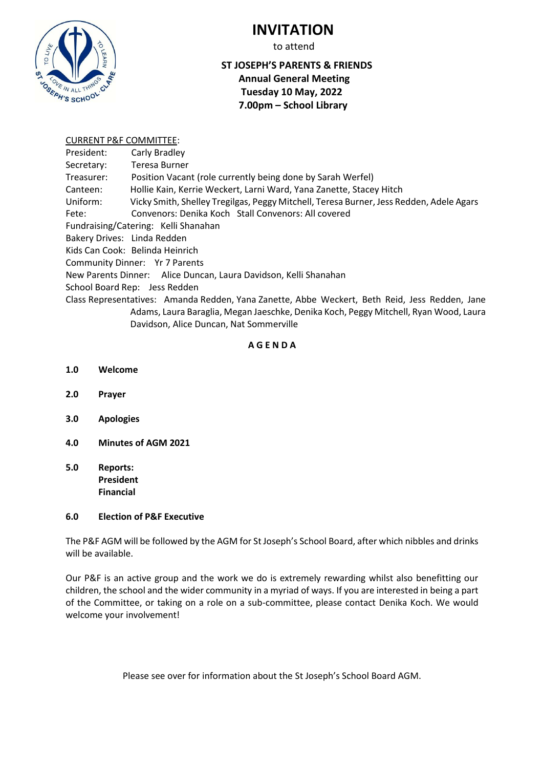# INVITATION

to attend

**ST JOSEPH'S PARENTS & FRIENDS**
**Annual General Meeting**
**Tuesday 10 May, 2022**
**7.00pm – School Library**

CURRENT P&F COMMITTEE:

President: Carly Bradley
Secretary: Teresa Burner
Treasurer: Position Vacant (role currently being done by Sarah Werfel)
Canteen: Hollie Kain, Kerrie Weckert, Larni Ward, Yana Zanette, Stacey Hitch
Uniform: Vicky Smith, Shelley Tregilgas, Peggy Mitchell, Teresa Burner, Jess Redden, Adele Agars
Fete: Convenors: Denika Koch Stall Convenors: All covered
Fundraising/Catering: Kelli Shanahan
Bakery Drives: Linda Redden
Kids Can Cook: Belinda Heinrich
Community Dinner: Yr 7 Parents
New Parents Dinner: Alice Duncan, Laura Davidson, Kelli Shanahan
School Board Rep: Jess Redden
Class Representatives: Amanda Redden, Yana Zanette, Abbe Weckert, Beth Reid, Jess Redden, Jane Adams, Laura Baraglia, Megan Jaeschke, Denika Koch, Peggy Mitchell, Ryan Wood, Laura Davidson, Alice Duncan, Nat Sommerville

**A G E N D A**

**1.0 Welcome**

**2.0 Prayer**

**3.0 Apologies**

**4.0 Minutes of AGM 2021**

**5.0 Reports:**
**President**
**Financial**

**6.0 Election of P&F Executive**

The P&F AGM will be followed by the AGM for St Joseph's School Board, after which nibbles and drinks will be available.

Our P&F is an active group and the work we do is extremely rewarding whilst also benefitting our children, the school and the wider community in a myriad of ways. If you are interested in being a part of the Committee, or taking on a role on a sub-committee, please contact Denika Koch. We would welcome your involvement!

Please see over for information about the St Joseph's School Board AGM.